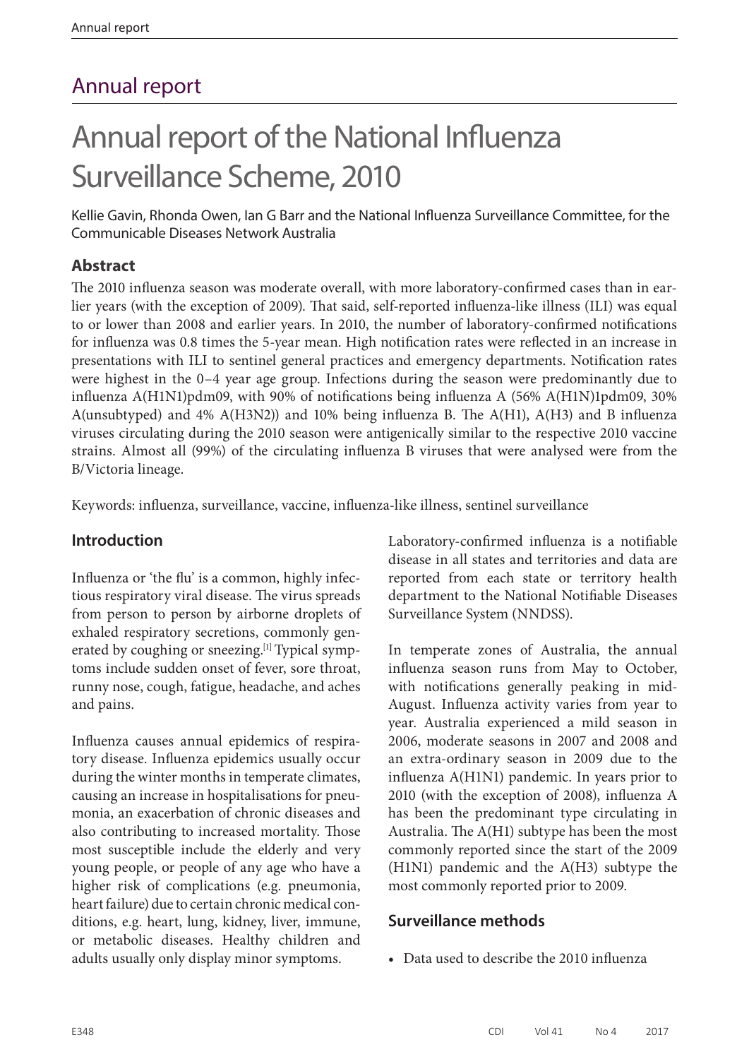# Annual report

# Annual report of the National Influenza Surveillance Scheme, 2010

Kellie Gavin, Rhonda Owen, Ian G Barr and the National Influenza Surveillance Committee, for the Communicable Diseases Network Australia

## Abstract

The 2010 influenza season was moderate overall, with more laboratory-confirmed cases than in earlier years (with the exception of 2009). That said, self-reported influenza-like illness (ILI) was equal to or lower than 2008 and earlier years. In 2010, the number of laboratory-confirmed notifications for influenza was 0.8 times the 5-year mean. High notification rates were reflected in an increase in presentations with ILI to sentinel general practices and emergency departments. Notification rates were highest in the 0–4 year age group. Infections during the season were predominantly due to influenza A(H1N1)pdm09, with 90% of notifications being influenza A (56% A(H1N1)1pdm09, 30% A(unsubtyped) and 4% A(H3N2)) and 10% being influenza B. The A(H1), A(H3) and B influenza viruses circulating during the 2010 season were antigenically similar to the respective 2010 vaccine strains. Almost all (99%) of the circulating influenza B viruses that were analysed were from the B/Victoria lineage.

Keywords: influenza, surveillance, vaccine, influenza-like illness, sentinel surveillance

## Introduction

Influenza or 'the flu' is a common, highly infectious respiratory viral disease. The virus spreads from person to person by airborne droplets of exhaled respiratory secretions, commonly generated by coughing or sneezing.[1] Typical symptoms include sudden onset of fever, sore throat, runny nose, cough, fatigue, headache, and aches and pains.

Influenza causes annual epidemics of respiratory disease. Influenza epidemics usually occur during the winter months in temperate climates, causing an increase in hospitalisations for pneumonia, an exacerbation of chronic diseases and also contributing to increased mortality. Those most susceptible include the elderly and very young people, or people of any age who have a higher risk of complications (e.g. pneumonia, heart failure) due to certain chronic medical conditions, e.g. heart, lung, kidney, liver, immune, or metabolic diseases. Healthy children and adults usually only display minor symptoms.

Laboratory-confirmed influenza is a notifiable disease in all states and territories and data are reported from each state or territory health department to the National Notifiable Diseases Surveillance System (NNDSS).

In temperate zones of Australia, the annual influenza season runs from May to October, with notifications generally peaking in mid-August. Influenza activity varies from year to year. Australia experienced a mild season in 2006, moderate seasons in 2007 and 2008 and an extra-ordinary season in 2009 due to the influenza A(H1N1) pandemic. In years prior to 2010 (with the exception of 2008), influenza A has been the predominant type circulating in Australia. The A(H1) subtype has been the most commonly reported since the start of the 2009 (H1N1) pandemic and the A(H3) subtype the most commonly reported prior to 2009.

## Surveillance methods

- Data used to describe the 2010 influenza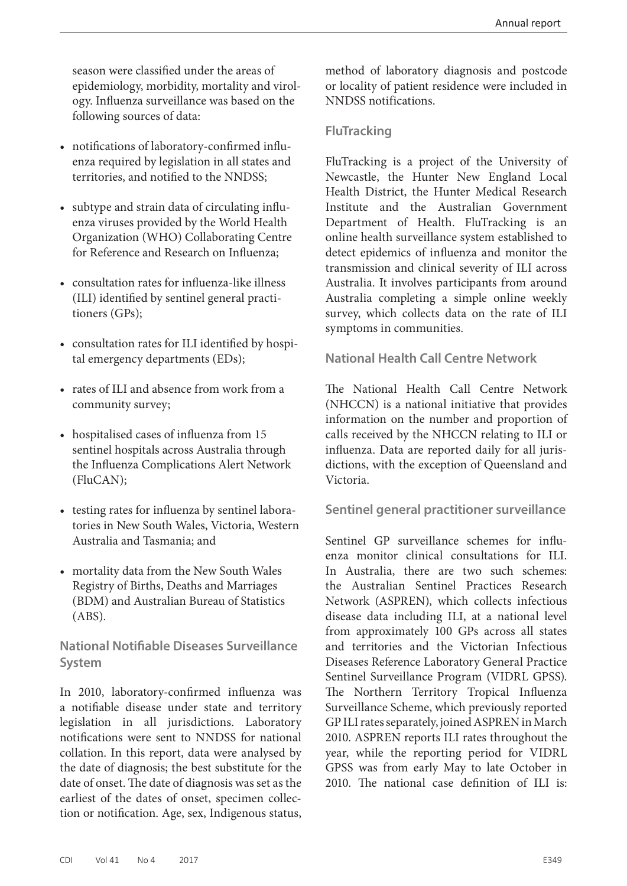season were classified under the areas of epidemiology, morbidity, mortality and virology. Influenza surveillance was based on the following sources of data:

- notifications of laboratory-confirmed influenza required by legislation in all states and territories, and notified to the NNDSS;
- subtype and strain data of circulating influenza viruses provided by the World Health Organization (WHO) Collaborating Centre for Reference and Research on Influenza;
- consultation rates for influenza-like illness (ILI) identified by sentinel general practitioners (GPs);
- consultation rates for ILI identified by hospital emergency departments (EDs);
- rates of ILI and absence from work from a community survey;
- hospitalised cases of influenza from 15 sentinel hospitals across Australia through the Influenza Complications Alert Network (FluCAN);
- testing rates for influenza by sentinel laboratories in New South Wales, Victoria, Western Australia and Tasmania; and
- mortality data from the New South Wales Registry of Births, Deaths and Marriages (BDM) and Australian Bureau of Statistics (ABS).

### National Notifiable Diseases Surveillance System

In 2010, laboratory-confirmed influenza was a notifiable disease under state and territory legislation in all jurisdictions. Laboratory notifications were sent to NNDSS for national collation. In this report, data were analysed by the date of diagnosis; the best substitute for the date of onset. The date of diagnosis was set as the earliest of the dates of onset, specimen collection or notification. Age, sex, Indigenous status, method of laboratory diagnosis and postcode or locality of patient residence were included in NNDSS notifications.

### FluTracking

FluTracking is a project of the University of Newcastle, the Hunter New England Local Health District, the Hunter Medical Research Institute and the Australian Government Department of Health. FluTracking is an online health surveillance system established to detect epidemics of influenza and monitor the transmission and clinical severity of ILI across Australia. It involves participants from around Australia completing a simple online weekly survey, which collects data on the rate of ILI symptoms in communities.

### National Health Call Centre Network

The National Health Call Centre Network (NHCCN) is a national initiative that provides information on the number and proportion of calls received by the NHCCN relating to ILI or influenza. Data are reported daily for all jurisdictions, with the exception of Queensland and Victoria.

### Sentinel general practitioner surveillance

Sentinel GP surveillance schemes for influenza monitor clinical consultations for ILI. In Australia, there are two such schemes: the Australian Sentinel Practices Research Network (ASPREN), which collects infectious disease data including ILI, at a national level from approximately 100 GPs across all states and territories and the Victorian Infectious Diseases Reference Laboratory General Practice Sentinel Surveillance Program (VIDRL GPSS). The Northern Territory Tropical Influenza Surveillance Scheme, which previously reported GP ILI rates separately, joined ASPREN in March 2010. ASPREN reports ILI rates throughout the year, while the reporting period for VIDRL GPSS was from early May to late October in 2010. The national case definition of ILI is: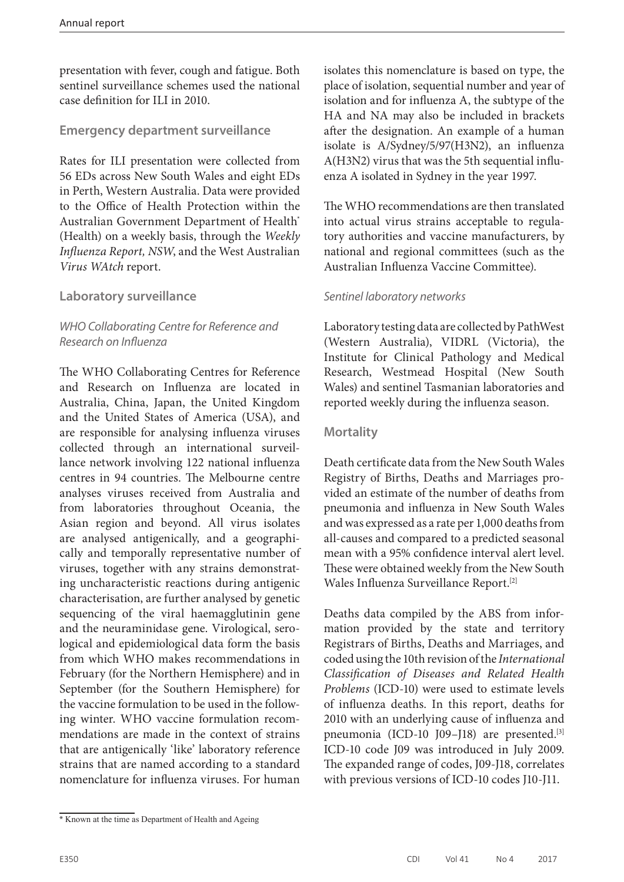presentation with fever, cough and fatigue. Both sentinel surveillance schemes used the national case definition for ILI in 2010.

## Emergency department surveillance

Rates for ILI presentation were collected from 56 EDs across New South Wales and eight EDs in Perth, Western Australia. Data were provided to the Office of Health Protection within the Australian Government Department of Health* (Health) on a weekly basis, through the *Weekly Influenza Report, NSW*, and the West Australian *Virus WAtch* report.

## Laboratory surveillance

### *WHO Collaborating Centre for Reference and Research on Influenza*

The WHO Collaborating Centres for Reference and Research on Influenza are located in Australia, China, Japan, the United Kingdom and the United States of America (USA), and are responsible for analysing influenza viruses collected through an international surveillance network involving 122 national influenza centres in 94 countries. The Melbourne centre analyses viruses received from Australia and from laboratories throughout Oceania, the Asian region and beyond. All virus isolates are analysed antigenically, and a geographically and temporally representative number of viruses, together with any strains demonstrating uncharacteristic reactions during antigenic characterisation, are further analysed by genetic sequencing of the viral haemagglutinin gene and the neuraminidase gene. Virological, serological and epidemiological data form the basis from which WHO makes recommendations in February (for the Northern Hemisphere) and in September (for the Southern Hemisphere) for the vaccine formulation to be used in the following winter. WHO vaccine formulation recommendations are made in the context of strains that are antigenically 'like' laboratory reference strains that are named according to a standard nomenclature for influenza viruses. For human isolates this nomenclature is based on type, the place of isolation, sequential number and year of isolation and for influenza A, the subtype of the HA and NA may also be included in brackets after the designation. An example of a human isolate is A/Sydney/5/97(H3N2), an influenza A(H3N2) virus that was the 5th sequential influenza A isolated in Sydney in the year 1997.

The WHO recommendations are then translated into actual virus strains acceptable to regulatory authorities and vaccine manufacturers, by national and regional committees (such as the Australian Influenza Vaccine Committee).

### *Sentinel laboratory networks*

Laboratory testing data are collected by PathWest (Western Australia), VIDRL (Victoria), the Institute for Clinical Pathology and Medical Research, Westmead Hospital (New South Wales) and sentinel Tasmanian laboratories and reported weekly during the influenza season.

## Mortality

Death certificate data from the New South Wales Registry of Births, Deaths and Marriages provided an estimate of the number of deaths from pneumonia and influenza in New South Wales and was expressed as a rate per 1,000 deaths from all-causes and compared to a predicted seasonal mean with a 95% confidence interval alert level. These were obtained weekly from the New South Wales Influenza Surveillance Report.[2]

Deaths data compiled by the ABS from information provided by the state and territory Registrars of Births, Deaths and Marriages, and coded using the 10th revision of the *International Classification of Diseases and Related Health Problems* (ICD-10) were used to estimate levels of influenza deaths. In this report, deaths for 2010 with an underlying cause of influenza and pneumonia (ICD-10 J09–J18) are presented.[3] ICD-10 code J09 was introduced in July 2009. The expanded range of codes, J09-J18, correlates with previous versions of ICD-10 codes J10-J11.

\* Known at the time as Department of Health and Ageing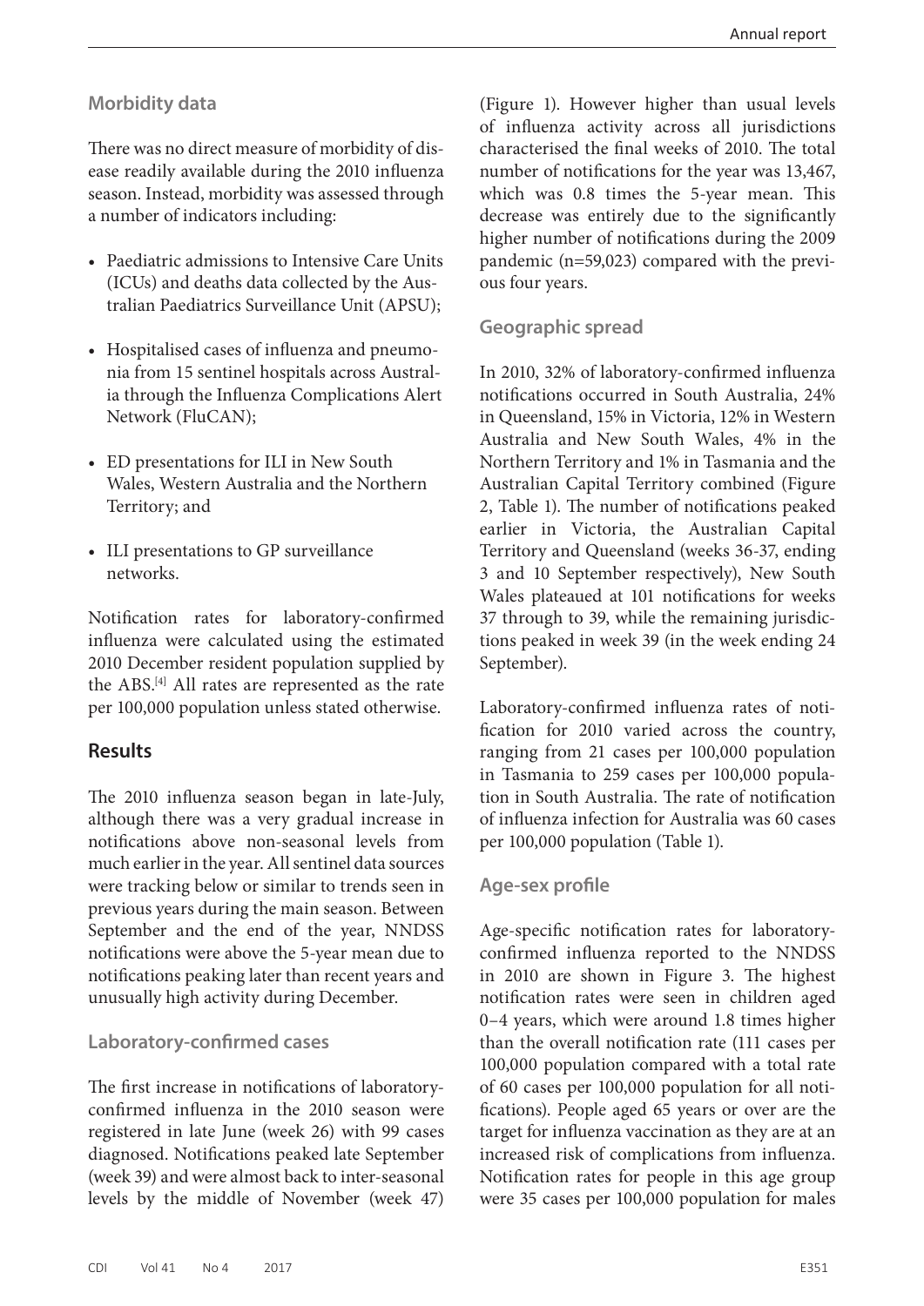### Morbidity data

There was no direct measure of morbidity of disease readily available during the 2010 influenza season. Instead, morbidity was assessed through a number of indicators including:

- Paediatric admissions to Intensive Care Units (ICUs) and deaths data collected by the Australian Paediatrics Surveillance Unit (APSU);
- Hospitalised cases of influenza and pneumonia from 15 sentinel hospitals across Australia through the Influenza Complications Alert Network (FluCAN);
- ED presentations for ILI in New South Wales, Western Australia and the Northern Territory; and
- ILI presentations to GP surveillance networks.

Notification rates for laboratory-confirmed influenza were calculated using the estimated 2010 December resident population supplied by the ABS.[4] All rates are represented as the rate per 100,000 population unless stated otherwise.

## Results

The 2010 influenza season began in late-July, although there was a very gradual increase in notifications above non-seasonal levels from much earlier in the year. All sentinel data sources were tracking below or similar to trends seen in previous years during the main season. Between September and the end of the year, NNDSS notifications were above the 5-year mean due to notifications peaking later than recent years and unusually high activity during December.

### Laboratory-confirmed cases

The first increase in notifications of laboratory-confirmed influenza in the 2010 season were registered in late June (week 26) with 99 cases diagnosed. Notifications peaked late September (week 39) and were almost back to inter-seasonal levels by the middle of November (week 47) (Figure 1). However higher than usual levels of influenza activity across all jurisdictions characterised the final weeks of 2010. The total number of notifications for the year was 13,467, which was 0.8 times the 5-year mean. This decrease was entirely due to the significantly higher number of notifications during the 2009 pandemic (n=59,023) compared with the previous four years.

### Geographic spread

In 2010, 32% of laboratory-confirmed influenza notifications occurred in South Australia, 24% in Queensland, 15% in Victoria, 12% in Western Australia and New South Wales, 4% in the Northern Territory and 1% in Tasmania and the Australian Capital Territory combined (Figure 2, Table 1). The number of notifications peaked earlier in Victoria, the Australian Capital Territory and Queensland (weeks 36-37, ending 3 and 10 September respectively), New South Wales plateaued at 101 notifications for weeks 37 through to 39, while the remaining jurisdictions peaked in week 39 (in the week ending 24 September).

Laboratory-confirmed influenza rates of notification for 2010 varied across the country, ranging from 21 cases per 100,000 population in Tasmania to 259 cases per 100,000 population in South Australia. The rate of notification of influenza infection for Australia was 60 cases per 100,000 population (Table 1).

### Age-sex profile

Age-specific notification rates for laboratory-confirmed influenza reported to the NNDSS in 2010 are shown in Figure 3. The highest notification rates were seen in children aged 0–4 years, which were around 1.8 times higher than the overall notification rate (111 cases per 100,000 population compared with a total rate of 60 cases per 100,000 population for all notifications). People aged 65 years or over are the target for influenza vaccination as they are at an increased risk of complications from influenza. Notification rates for people in this age group were 35 cases per 100,000 population for males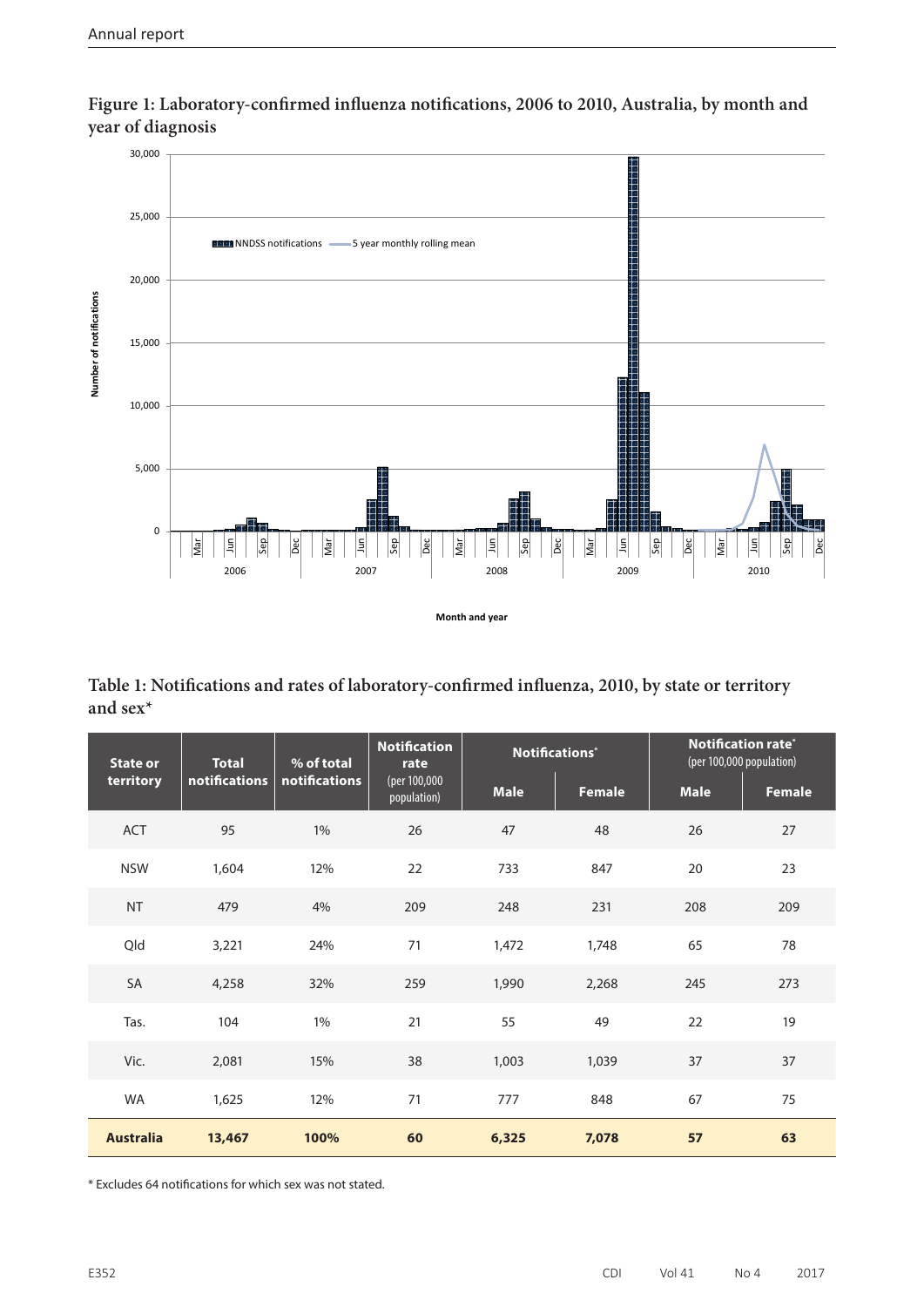**Figure 1: Laboratory-confirmed influenza notifications, 2006 to 2010, Australia, by month and year of diagnosis**

**Table 1: Notifications and rates of laboratory-confirmed influenza, 2010, by state or territory and sex***

| State or territory | Total notifications | % of total notifications | Notification rate (per 100,000 population) | Notifications* | | Notification rate* (per 100,000 population) | |
|---|---|---|---|---|---|---|---|
| | | | | Male | Female | Male | Female |
| ACT | 95 | 1% | 26 | 47 | 48 | 26 | 27 |
| NSW | 1,604 | 12% | 22 | 733 | 847 | 20 | 23 |
| NT | 479 | 4% | 209 | 248 | 231 | 208 | 209 |
| Qld | 3,221 | 24% | 71 | 1,472 | 1,748 | 65 | 78 |
| SA | 4,258 | 32% | 259 | 1,990 | 2,268 | 245 | 273 |
| Tas. | 104 | 1% | 21 | 55 | 49 | 22 | 19 |
| Vic. | 2,081 | 15% | 38 | 1,003 | 1,039 | 37 | 37 |
| WA | 1,625 | 12% | 71 | 777 | 848 | 67 | 75 |
| **Australia** | **13,467** | **100%** | **60** | **6,325** | **7,078** | **57** | **63** |

\* Excludes 64 notifications for which sex was not stated.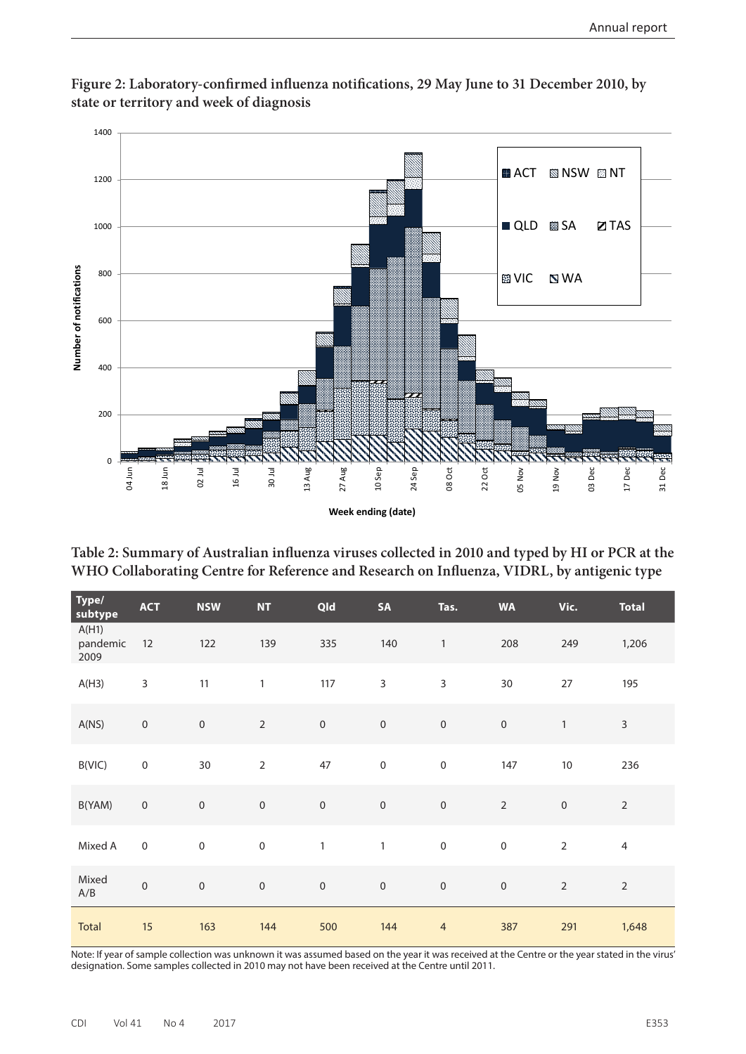**Figure 2: Laboratory-confirmed influenza notifications, 29 May June to 31 December 2010, by state or territory and week of diagnosis**

**Table 2: Summary of Australian influenza viruses collected in 2010 and typed by HI or PCR at the WHO Collaborating Centre for Reference and Research on Influenza, VIDRL, by antigenic type**

| Type/subtype | ACT | NSW | NT | Qld | SA | Tas. | WA | Vic. | Total |
|---|---|---|---|---|---|---|---|---|---|
| A(H1) pandemic 2009 | 12 | 122 | 139 | 335 | 140 | 1 | 208 | 249 | 1,206 |
| A(H3) | 3 | 11 | 1 | 117 | 3 | 3 | 30 | 27 | 195 |
| A(NS) | 0 | 0 | 2 | 0 | 0 | 0 | 0 | 1 | 3 |
| B(VIC) | 0 | 30 | 2 | 47 | 0 | 0 | 147 | 10 | 236 |
| B(YAM) | 0 | 0 | 0 | 0 | 0 | 0 | 2 | 0 | 2 |
| Mixed A | 0 | 0 | 0 | 1 | 1 | 0 | 0 | 2 | 4 |
| Mixed A/B | 0 | 0 | 0 | 0 | 0 | 0 | 0 | 2 | 2 |
| Total | 15 | 163 | 144 | 500 | 144 | 4 | 387 | 291 | 1,648 |

Note: If year of sample collection was unknown it was assumed based on the year it was received at the Centre or the year stated in the virus' designation. Some samples collected in 2010 may not have been received at the Centre until 2011.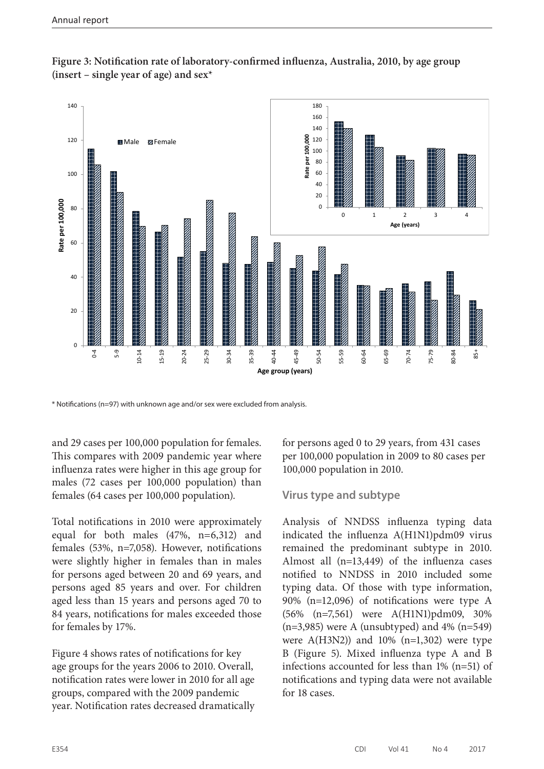**Figure 3: Notification rate of laboratory-confirmed influenza, Australia, 2010, by age group (insert – single year of age) and sex***

\* Notifications (n=97) with unknown age and/or sex were excluded from analysis.

and 29 cases per 100,000 population for females. This compares with 2009 pandemic year where influenza rates were higher in this age group for males (72 cases per 100,000 population) than females (64 cases per 100,000 population).

Total notifications in 2010 were approximately equal for both males (47%, n=6,312) and females (53%, n=7,058). However, notifications were slightly higher in females than in males for persons aged between 20 and 69 years, and persons aged 85 years and over. For children aged less than 15 years and persons aged 70 to 84 years, notifications for males exceeded those for females by 17%.

Figure 4 shows rates of notifications for key age groups for the years 2006 to 2010. Overall, notification rates were lower in 2010 for all age groups, compared with the 2009 pandemic year. Notification rates decreased dramatically for persons aged 0 to 29 years, from 431 cases per 100,000 population in 2009 to 80 cases per 100,000 population in 2010.

### Virus type and subtype

Analysis of NNDSS influenza typing data indicated the influenza A(H1N1)pdm09 virus remained the predominant subtype in 2010. Almost all (n=13,449) of the influenza cases notified to NNDSS in 2010 included some typing data. Of those with type information, 90% (n=12,096) of notifications were type A (56% (n=7,561) were A(H1N1)pdm09, 30% (n=3,985) were A (unsubtyped) and 4% (n=549) were A(H3N2)) and 10% (n=1,302) were type B (Figure 5). Mixed influenza type A and B infections accounted for less than 1% (n=51) of notifications and typing data were not available for 18 cases.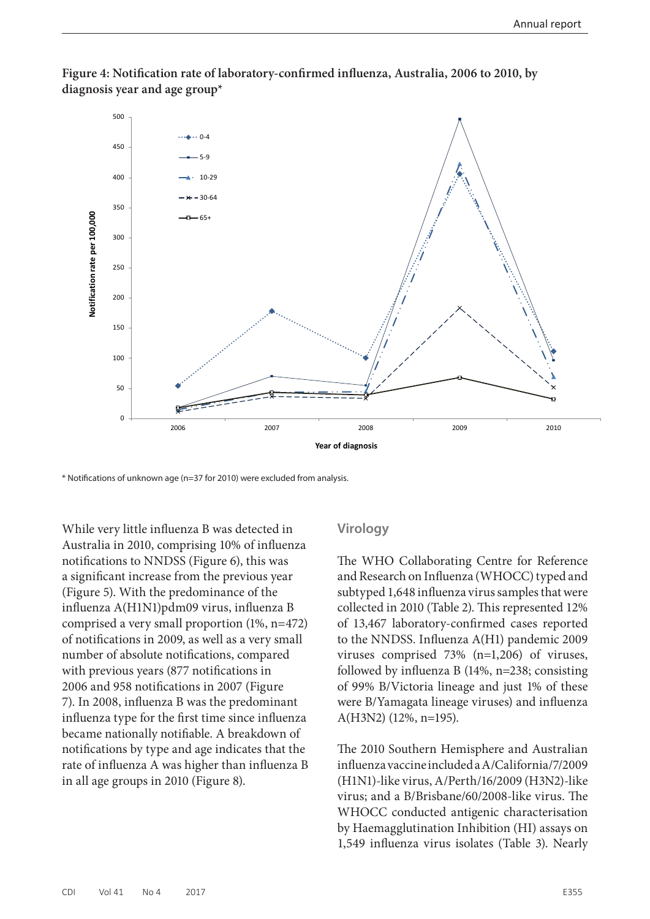**Figure 4: Notification rate of laboratory-confirmed influenza, Australia, 2006 to 2010, by diagnosis year and age group***

\* Notifications of unknown age (n=37 for 2010) were excluded from analysis.

While very little influenza B was detected in Australia in 2010, comprising 10% of influenza notifications to NNDSS (Figure 6), this was a significant increase from the previous year (Figure 5). With the predominance of the influenza A(H1N1)pdm09 virus, influenza B comprised a very small proportion (1%, n=472) of notifications in 2009, as well as a very small number of absolute notifications, compared with previous years (877 notifications in 2006 and 958 notifications in 2007 (Figure 7). In 2008, influenza B was the predominant influenza type for the first time since influenza became nationally notifiable. A breakdown of notifications by type and age indicates that the rate of influenza A was higher than influenza B in all age groups in 2010 (Figure 8).

## Virology

The WHO Collaborating Centre for Reference and Research on Influenza (WHOCC) typed and subtyped 1,648 influenza virus samples that were collected in 2010 (Table 2). This represented 12% of 13,467 laboratory-confirmed cases reported to the NNDSS. Influenza A(H1) pandemic 2009 viruses comprised 73% (n=1,206) of viruses, followed by influenza B (14%, n=238; consisting of 99% B/Victoria lineage and just 1% of these were B/Yamagata lineage viruses) and influenza A(H3N2) (12%, n=195).

The 2010 Southern Hemisphere and Australian influenza vaccine included a A/California/7/2009 (H1N1)-like virus, A/Perth/16/2009 (H3N2)-like virus; and a B/Brisbane/60/2008-like virus. The WHOCC conducted antigenic characterisation by Haemagglutination Inhibition (HI) assays on 1,549 influenza virus isolates (Table 3). Nearly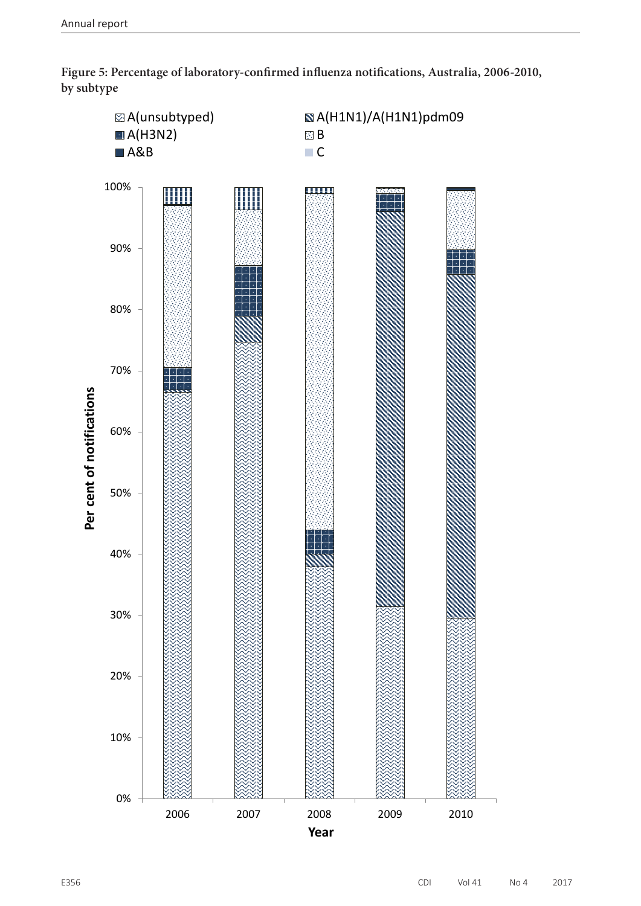**Figure 5: Percentage of laboratory-confirmed influenza notifications, Australia, 2006-2010, by subtype**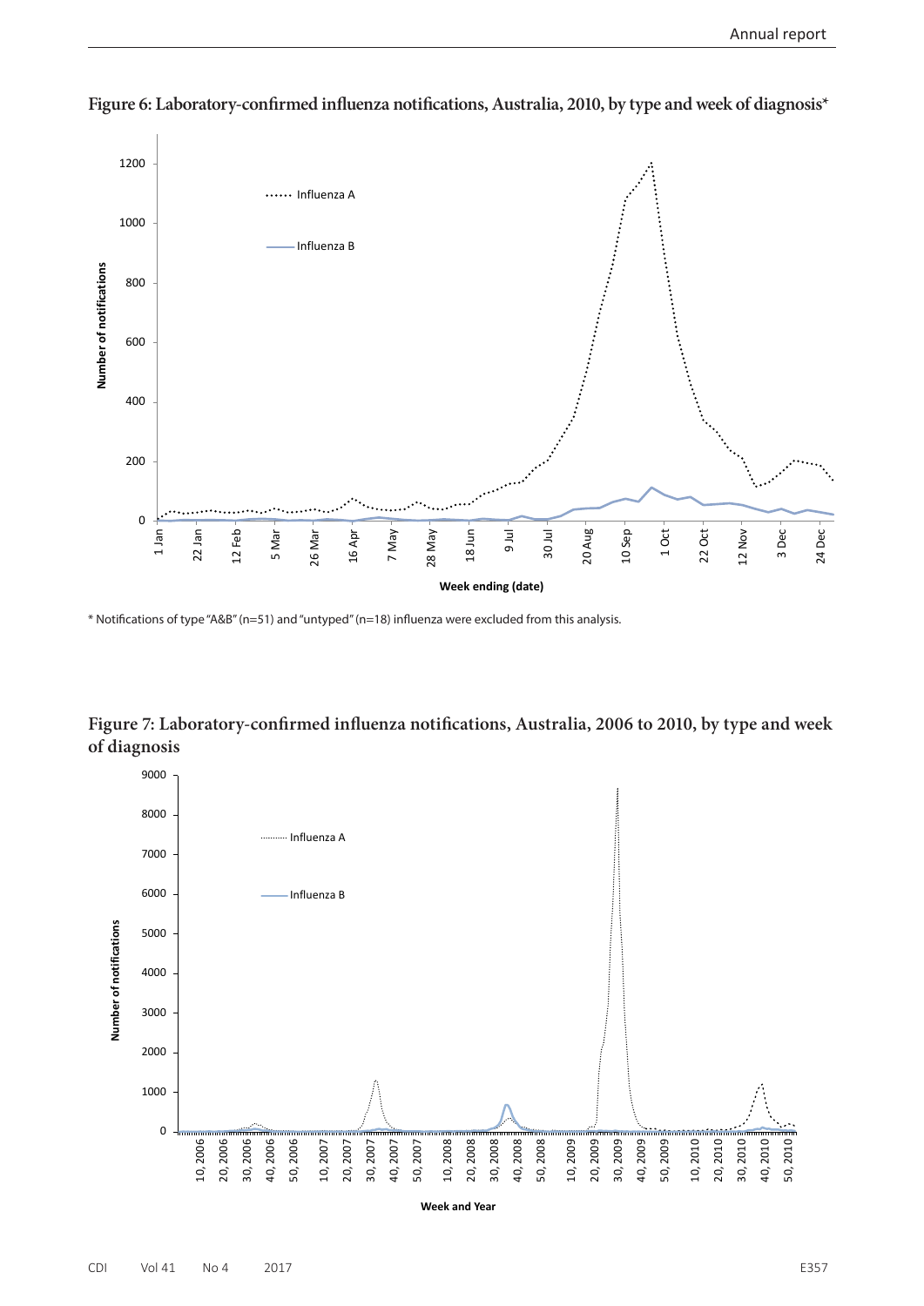**Figure 6: Laboratory-confirmed influenza notifications, Australia, 2010, by type and week of diagnosis***

\* Notifications of type "A&B" (n=51) and "untyped" (n=18) influenza were excluded from this analysis.

**Figure 7: Laboratory-confirmed influenza notifications, Australia, 2006 to 2010, by type and week of diagnosis**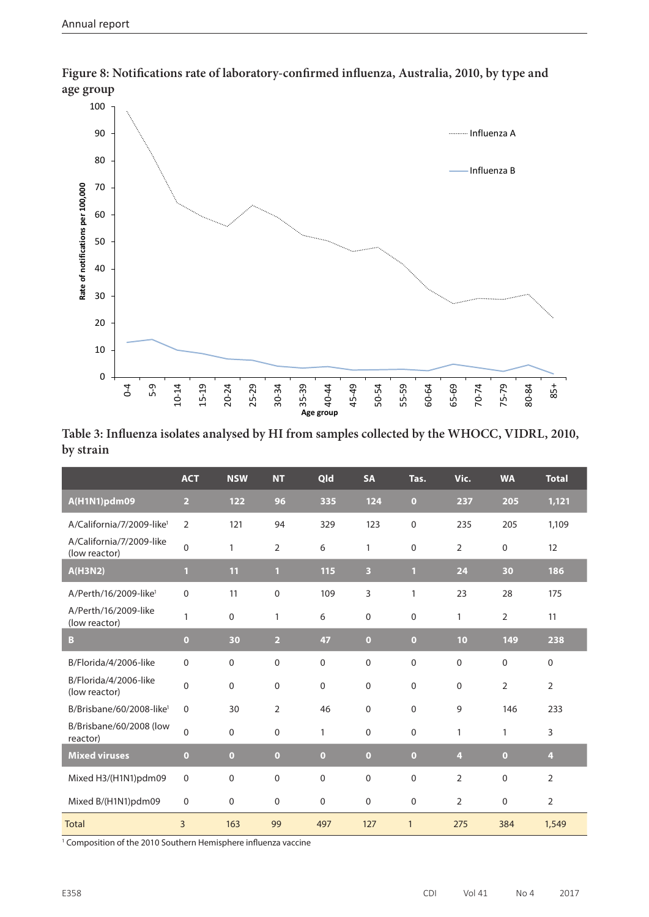**Figure 8: Notifications rate of laboratory-confirmed influenza, Australia, 2010, by type and age group**

**Table 3: Influenza isolates analysed by HI from samples collected by the WHOCC, VIDRL, 2010, by strain**

| | ACT | NSW | NT | Qld | SA | Tas. | Vic. | WA | Total |
|---|---|---|---|---|---|---|---|---|---|
| **A(H1N1)pdm09** | **2** | **122** | **96** | **335** | **124** | **0** | **237** | **205** | **1,121** |
| A/California/7/2009-like[1] | 2 | 121 | 94 | 329 | 123 | 0 | 235 | 205 | 1,109 |
| A/California/7/2009-like (low reactor) | 0 | 1 | 2 | 6 | 1 | 0 | 2 | 0 | 12 |
| **A(H3N2)** | **1** | **11** | **1** | **115** | **3** | **1** | **24** | **30** | **186** |
| A/Perth/16/2009-like[1] | 0 | 11 | 0 | 109 | 3 | 1 | 23 | 28 | 175 |
| A/Perth/16/2009-like (low reactor) | 1 | 0 | 1 | 6 | 0 | 0 | 1 | 2 | 11 |
| **B** | **0** | **30** | **2** | **47** | **0** | **0** | **10** | **149** | **238** |
| B/Florida/4/2006-like | 0 | 0 | 0 | 0 | 0 | 0 | 0 | 0 | 0 |
| B/Florida/4/2006-like (low reactor) | 0 | 0 | 0 | 0 | 0 | 0 | 0 | 2 | 2 |
| B/Brisbane/60/2008-like[1] | 0 | 30 | 2 | 46 | 0 | 0 | 9 | 146 | 233 |
| B/Brisbane/60/2008 (low reactor) | 0 | 0 | 0 | 1 | 0 | 0 | 1 | 1 | 3 |
| **Mixed viruses** | **0** | **0** | **0** | **0** | **0** | **0** | **4** | **0** | **4** |
| Mixed H3/(H1N1)pdm09 | 0 | 0 | 0 | 0 | 0 | 0 | 2 | 0 | 2 |
| Mixed B/(H1N1)pdm09 | 0 | 0 | 0 | 0 | 0 | 0 | 2 | 0 | 2 |
| Total | 3 | 163 | 99 | 497 | 127 | 1 | 275 | 384 | 1,549 |

[1] Composition of the 2010 Southern Hemisphere influenza vaccine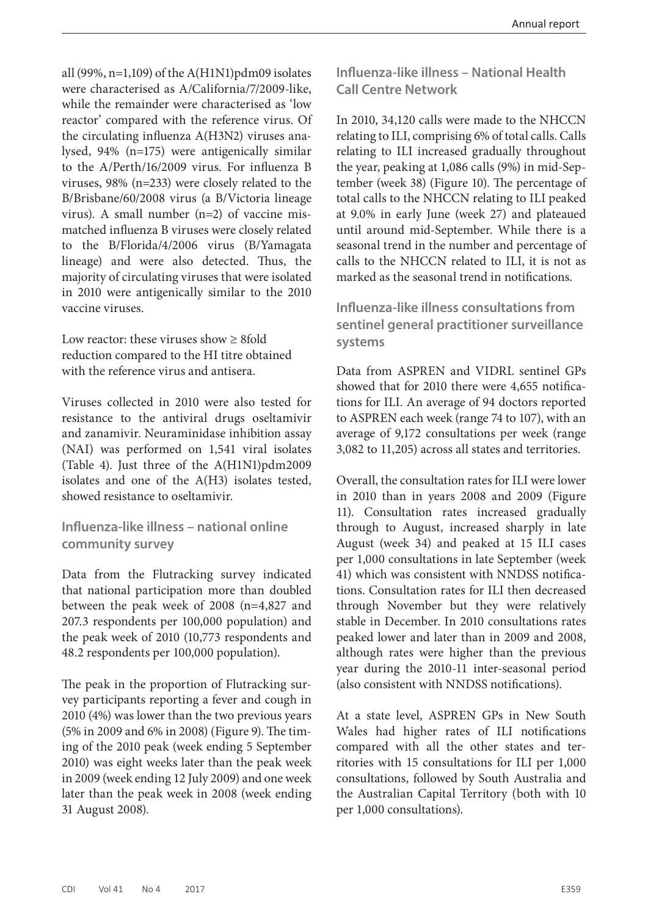all (99%, n=1,109) of the A(H1N1)pdm09 isolates were characterised as A/California/7/2009-like, while the remainder were characterised as 'low reactor' compared with the reference virus. Of the circulating influenza A(H3N2) viruses analysed, 94% (n=175) were antigenically similar to the A/Perth/16/2009 virus. For influenza B viruses, 98% (n=233) were closely related to the B/Brisbane/60/2008 virus (a B/Victoria lineage virus). A small number (n=2) of vaccine mismatched influenza B viruses were closely related to the B/Florida/4/2006 virus (B/Yamagata lineage) and were also detected. Thus, the majority of circulating viruses that were isolated in 2010 were antigenically similar to the 2010 vaccine viruses.

Low reactor: these viruses show ≥ 8fold reduction compared to the HI titre obtained with the reference virus and antisera.

Viruses collected in 2010 were also tested for resistance to the antiviral drugs oseltamivir and zanamivir. Neuraminidase inhibition assay (NAI) was performed on 1,541 viral isolates (Table 4). Just three of the A(H1N1)pdm2009 isolates and one of the A(H3) isolates tested, showed resistance to oseltamivir.

### Influenza-like illness – national online community survey

Data from the Flutracking survey indicated that national participation more than doubled between the peak week of 2008 (n=4,827 and 207.3 respondents per 100,000 population) and the peak week of 2010 (10,773 respondents and 48.2 respondents per 100,000 population).

The peak in the proportion of Flutracking survey participants reporting a fever and cough in 2010 (4%) was lower than the two previous years (5% in 2009 and 6% in 2008) (Figure 9). The timing of the 2010 peak (week ending 5 September 2010) was eight weeks later than the peak week in 2009 (week ending 12 July 2009) and one week later than the peak week in 2008 (week ending 31 August 2008).

### Influenza-like illness – National Health Call Centre Network

In 2010, 34,120 calls were made to the NHCCN relating to ILI, comprising 6% of total calls. Calls relating to ILI increased gradually throughout the year, peaking at 1,086 calls (9%) in mid-September (week 38) (Figure 10). The percentage of total calls to the NHCCN relating to ILI peaked at 9.0% in early June (week 27) and plateaued until around mid-September. While there is a seasonal trend in the number and percentage of calls to the NHCCN related to ILI, it is not as marked as the seasonal trend in notifications.

### Influenza-like illness consultations from sentinel general practitioner surveillance systems

Data from ASPREN and VIDRL sentinel GPs showed that for 2010 there were 4,655 notifications for ILI. An average of 94 doctors reported to ASPREN each week (range 74 to 107), with an average of 9,172 consultations per week (range 3,082 to 11,205) across all states and territories.

Overall, the consultation rates for ILI were lower in 2010 than in years 2008 and 2009 (Figure 11). Consultation rates increased gradually through to August, increased sharply in late August (week 34) and peaked at 15 ILI cases per 1,000 consultations in late September (week 41) which was consistent with NNDSS notifications. Consultation rates for ILI then decreased through November but they were relatively stable in December. In 2010 consultations rates peaked lower and later than in 2009 and 2008, although rates were higher than the previous year during the 2010-11 inter-seasonal period (also consistent with NNDSS notifications).

At a state level, ASPREN GPs in New South Wales had higher rates of ILI notifications compared with all the other states and territories with 15 consultations for ILI per 1,000 consultations, followed by South Australia and the Australian Capital Territory (both with 10 per 1,000 consultations).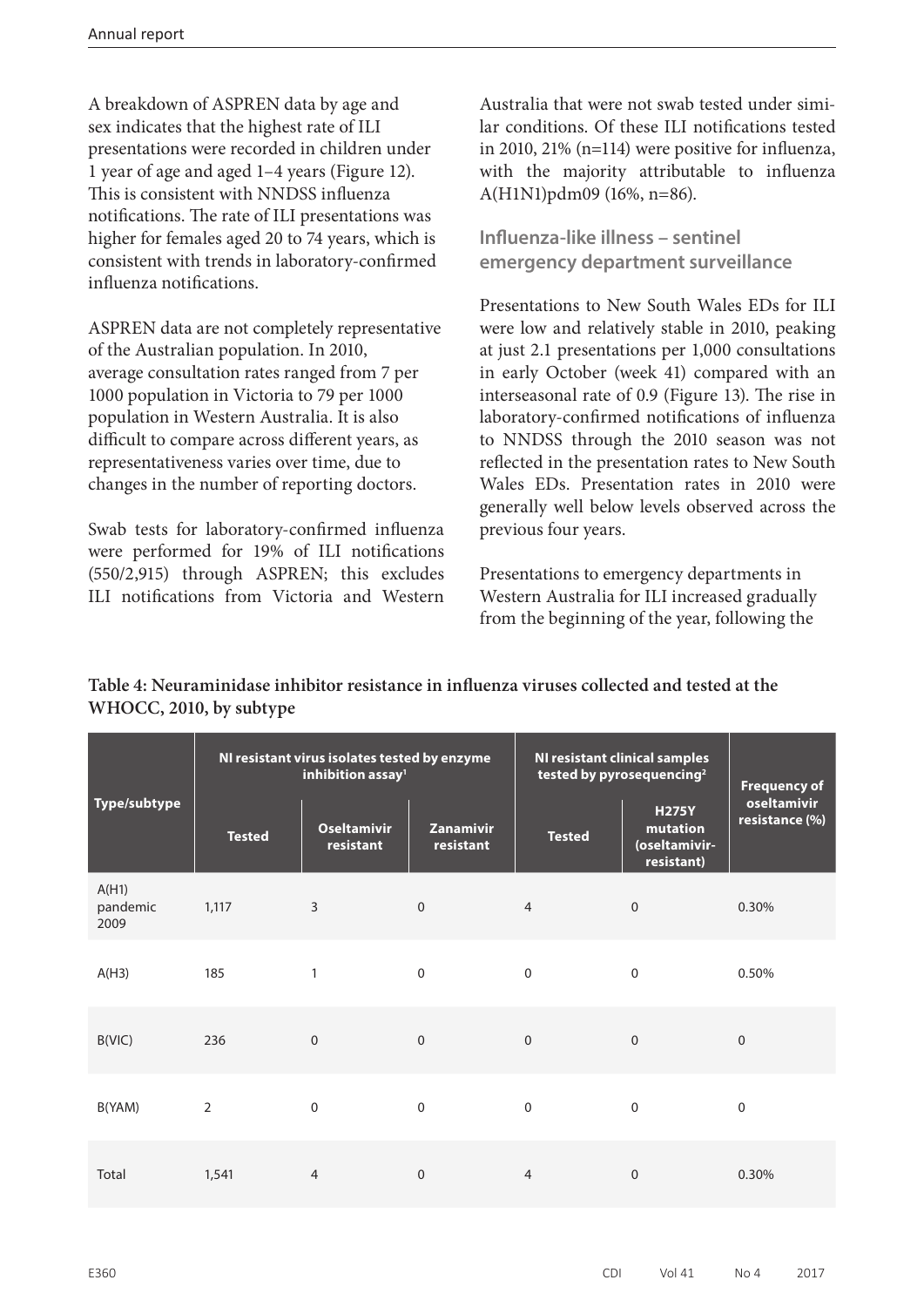A breakdown of ASPREN data by age and sex indicates that the highest rate of ILI presentations were recorded in children under 1 year of age and aged 1–4 years (Figure 12). This is consistent with NNDSS influenza notifications. The rate of ILI presentations was higher for females aged 20 to 74 years, which is consistent with trends in laboratory-confirmed influenza notifications.

ASPREN data are not completely representative of the Australian population. In 2010, average consultation rates ranged from 7 per 1000 population in Victoria to 79 per 1000 population in Western Australia. It is also difficult to compare across different years, as representativeness varies over time, due to changes in the number of reporting doctors.

Swab tests for laboratory-confirmed influenza were performed for 19% of ILI notifications (550/2,915) through ASPREN; this excludes ILI notifications from Victoria and Western Australia that were not swab tested under similar conditions. Of these ILI notifications tested in 2010, 21% (n=114) were positive for influenza, with the majority attributable to influenza A(H1N1)pdm09 (16%, n=86).

### Influenza-like illness – sentinel emergency department surveillance

Presentations to New South Wales EDs for ILI were low and relatively stable in 2010, peaking at just 2.1 presentations per 1,000 consultations in early October (week 41) compared with an interseasonal rate of 0.9 (Figure 13). The rise in laboratory-confirmed notifications of influenza to NNDSS through the 2010 season was not reflected in the presentation rates to New South Wales EDs. Presentation rates in 2010 were generally well below levels observed across the previous four years.

Presentations to emergency departments in Western Australia for ILI increased gradually from the beginning of the year, following the

**Table 4: Neuraminidase inhibitor resistance in influenza viruses collected and tested at the WHOCC, 2010, by subtype**

| Type/subtype | NI resistant virus isolates tested by enzyme inhibition assay[1] | | | NI resistant clinical samples tested by pyrosequencing[2] | | Frequency of oseltamivir resistance (%) |
|---|---|---|---|---|---|---|
| | Tested | Oseltamivir resistant | Zanamivir resistant | Tested | H275Y mutation (oseltamivir-resistant) | |
| A(H1) pandemic 2009 | 1,117 | 3 | 0 | 4 | 0 | 0.30% |
| A(H3) | 185 | 1 | 0 | 0 | 0 | 0.50% |
| B(VIC) | 236 | 0 | 0 | 0 | 0 | 0 |
| B(YAM) | 2 | 0 | 0 | 0 | 0 | 0 |
| Total | 1,541 | 4 | 0 | 4 | 0 | 0.30% |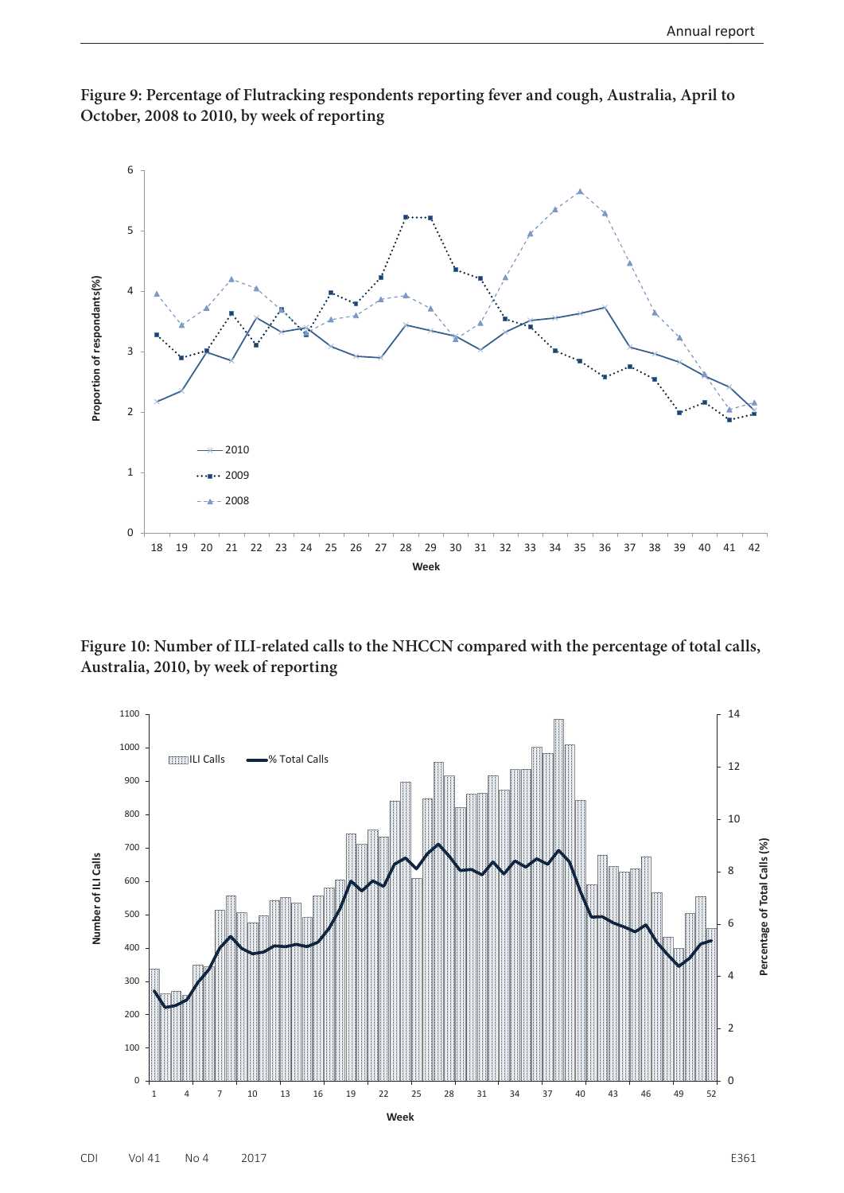**Figure 9: Percentage of Flutracking respondents reporting fever and cough, Australia, April to October, 2008 to 2010, by week of reporting**

**Figure 10: Number of ILI-related calls to the NHCCN compared with the percentage of total calls, Australia, 2010, by week of reporting**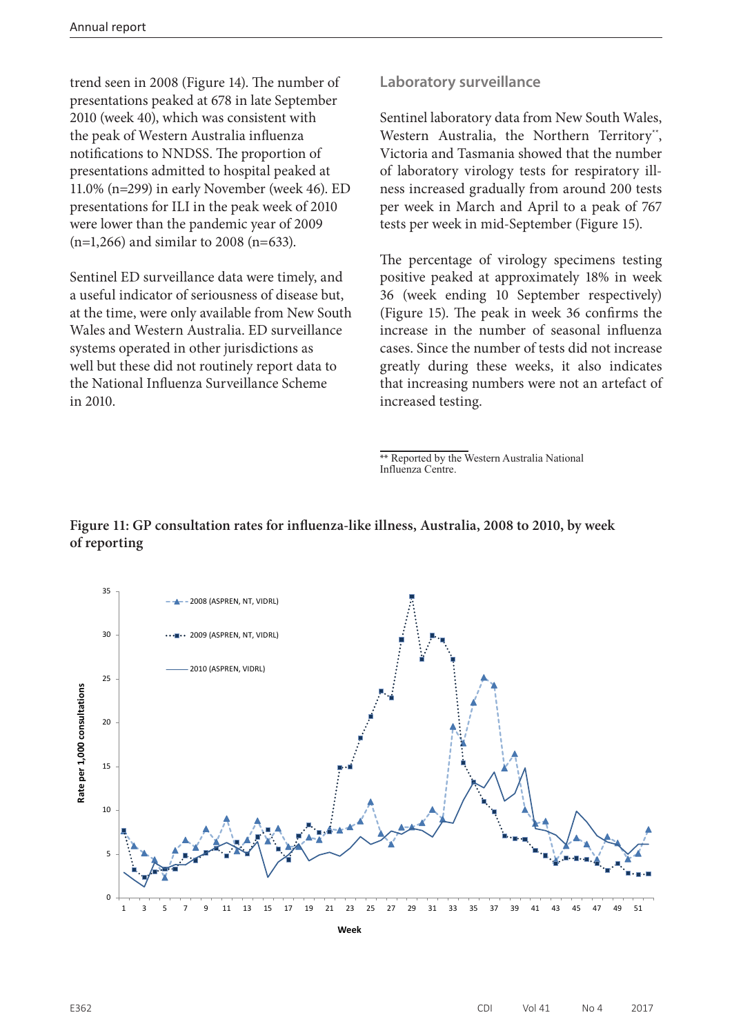trend seen in 2008 (Figure 14). The number of presentations peaked at 678 in late September 2010 (week 40), which was consistent with the peak of Western Australia influenza notifications to NNDSS. The proportion of presentations admitted to hospital peaked at 11.0% (n=299) in early November (week 46). ED presentations for ILI in the peak week of 2010 were lower than the pandemic year of 2009 (n=1,266) and similar to 2008 (n=633).

Sentinel ED surveillance data were timely, and a useful indicator of seriousness of disease but, at the time, were only available from New South Wales and Western Australia. ED surveillance systems operated in other jurisdictions as well but these did not routinely report data to the National Influenza Surveillance Scheme in 2010.

### Laboratory surveillance

Sentinel laboratory data from New South Wales, Western Australia, the Northern Territory[**], Victoria and Tasmania showed that the number of laboratory virology tests for respiratory illness increased gradually from around 200 tests per week in March and April to a peak of 767 tests per week in mid-September (Figure 15).

The percentage of virology specimens testing positive peaked at approximately 18% in week 36 (week ending 10 September respectively) (Figure 15). The peak in week 36 confirms the increase in the number of seasonal influenza cases. Since the number of tests did not increase greatly during these weeks, it also indicates that increasing numbers were not an artefact of increased testing.

** Reported by the Western Australia National Influenza Centre.

**Figure 11: GP consultation rates for influenza-like illness, Australia, 2008 to 2010, by week of reporting**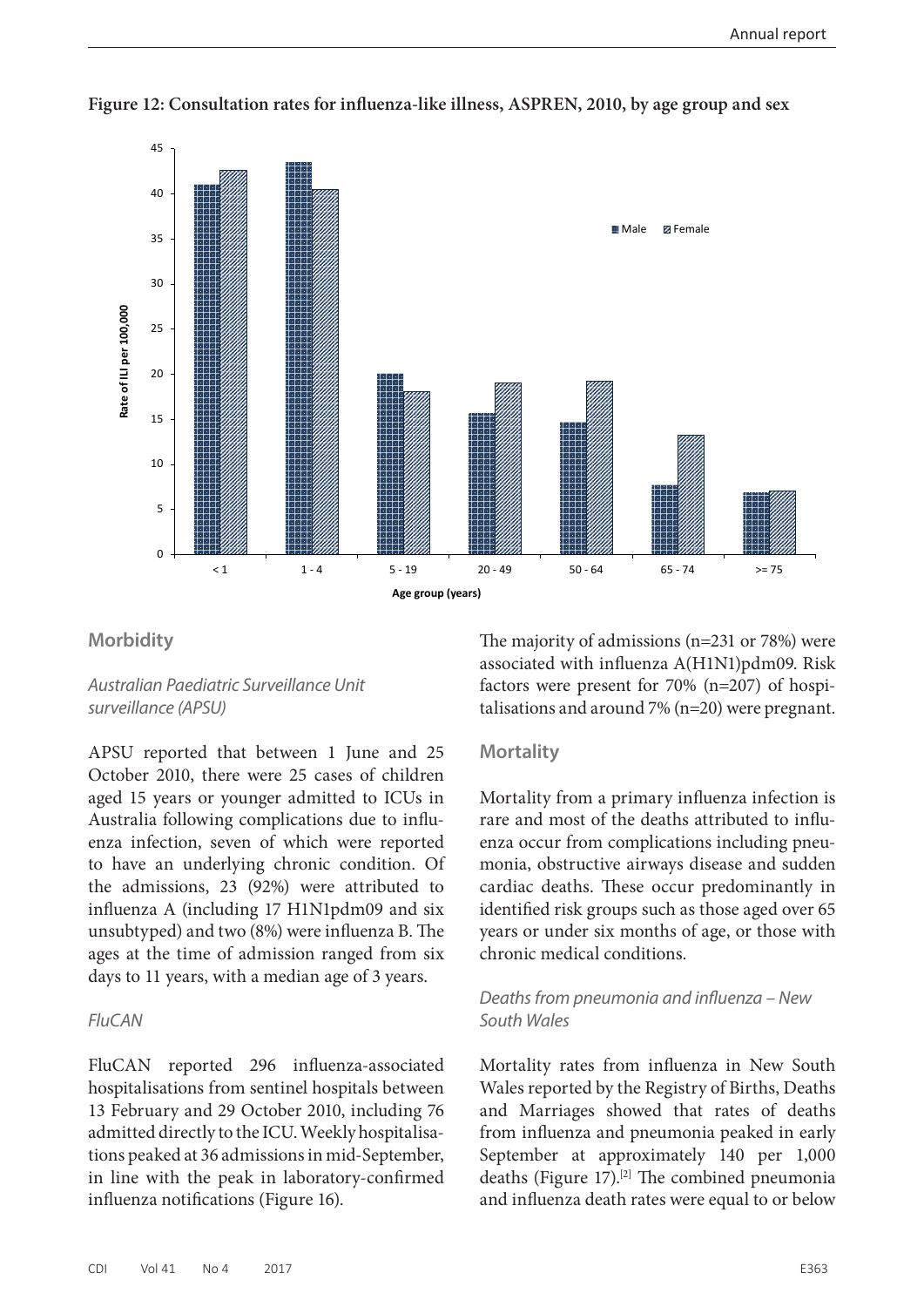**Figure 12: Consultation rates for influenza-like illness, ASPREN, 2010, by age group and sex**

## Morbidity

### *Australian Paediatric Surveillance Unit surveillance (APSU)*

APSU reported that between 1 June and 25 October 2010, there were 25 cases of children aged 15 years or younger admitted to ICUs in Australia following complications due to influenza infection, seven of which were reported to have an underlying chronic condition. Of the admissions, 23 (92%) were attributed to influenza A (including 17 H1N1pdm09 and six unsubtyped) and two (8%) were influenza B. The ages at the time of admission ranged from six days to 11 years, with a median age of 3 years.

### *FluCAN*

FluCAN reported 296 influenza-associated hospitalisations from sentinel hospitals between 13 February and 29 October 2010, including 76 admitted directly to the ICU. Weekly hospitalisations peaked at 36 admissions in mid-September, in line with the peak in laboratory-confirmed influenza notifications (Figure 16).

The majority of admissions (n=231 or 78%) were associated with influenza A(H1N1)pdm09. Risk factors were present for 70% (n=207) of hospitalisations and around 7% (n=20) were pregnant.

## Mortality

Mortality from a primary influenza infection is rare and most of the deaths attributed to influenza occur from complications including pneumonia, obstructive airways disease and sudden cardiac deaths. These occur predominantly in identified risk groups such as those aged over 65 years or under six months of age, or those with chronic medical conditions.

### *Deaths from pneumonia and influenza – New South Wales*

Mortality rates from influenza in New South Wales reported by the Registry of Births, Deaths and Marriages showed that rates of deaths from influenza and pneumonia peaked in early September at approximately 140 per 1,000 deaths (Figure 17).[2] The combined pneumonia and influenza death rates were equal to or below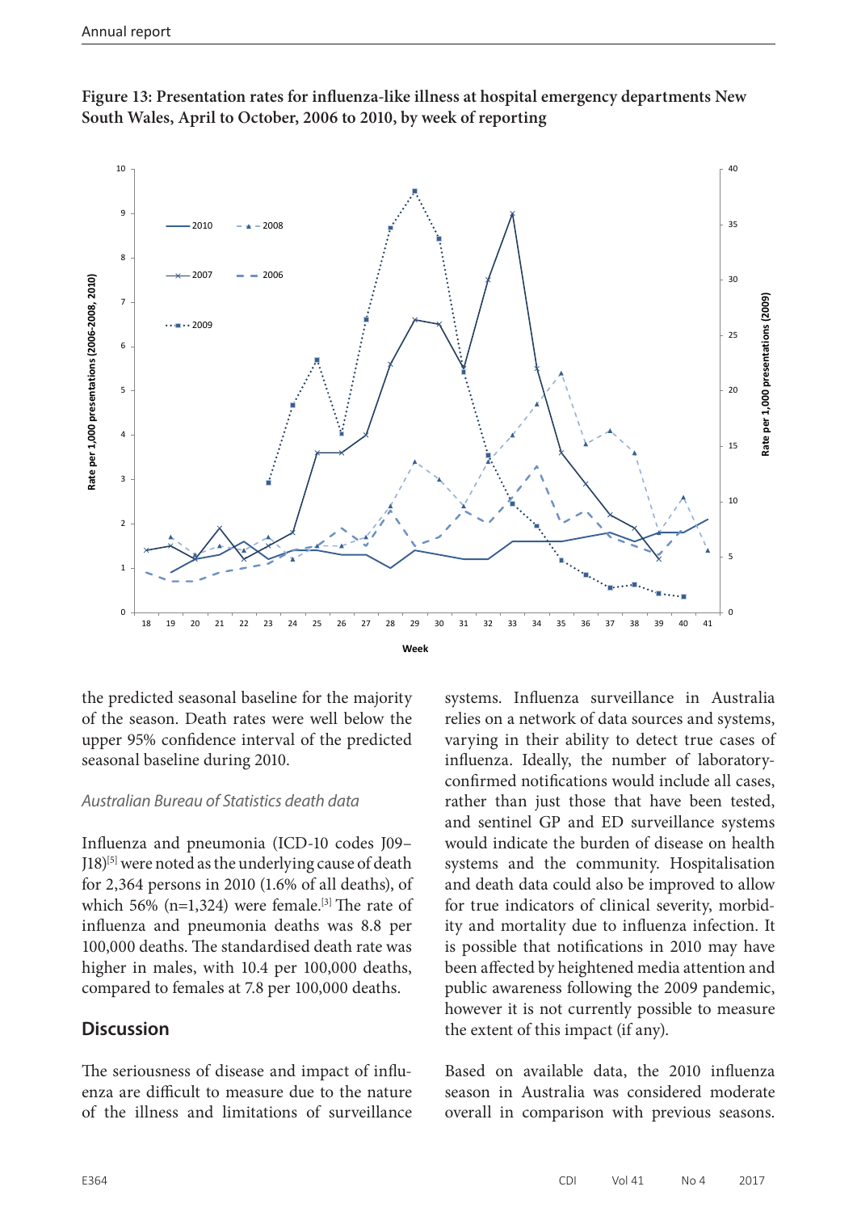**Figure 13: Presentation rates for influenza-like illness at hospital emergency departments New South Wales, April to October, 2006 to 2010, by week of reporting**

the predicted seasonal baseline for the majority of the season. Death rates were well below the upper 95% confidence interval of the predicted seasonal baseline during 2010.

### *Australian Bureau of Statistics death data*

Influenza and pneumonia (ICD-10 codes J09–J18)[5] were noted as the underlying cause of death for 2,364 persons in 2010 (1.6% of all deaths), of which 56% (n=1,324) were female.[3] The rate of influenza and pneumonia deaths was 8.8 per 100,000 deaths. The standardised death rate was higher in males, with 10.4 per 100,000 deaths, compared to females at 7.8 per 100,000 deaths.

## Discussion

The seriousness of disease and impact of influenza are difficult to measure due to the nature of the illness and limitations of surveillance systems. Influenza surveillance in Australia relies on a network of data sources and systems, varying in their ability to detect true cases of influenza. Ideally, the number of laboratory-confirmed notifications would include all cases, rather than just those that have been tested, and sentinel GP and ED surveillance systems would indicate the burden of disease on health systems and the community. Hospitalisation and death data could also be improved to allow for true indicators of clinical severity, morbidity and mortality due to influenza infection. It is possible that notifications in 2010 may have been affected by heightened media attention and public awareness following the 2009 pandemic, however it is not currently possible to measure the extent of this impact (if any).

Based on available data, the 2010 influenza season in Australia was considered moderate overall in comparison with previous seasons.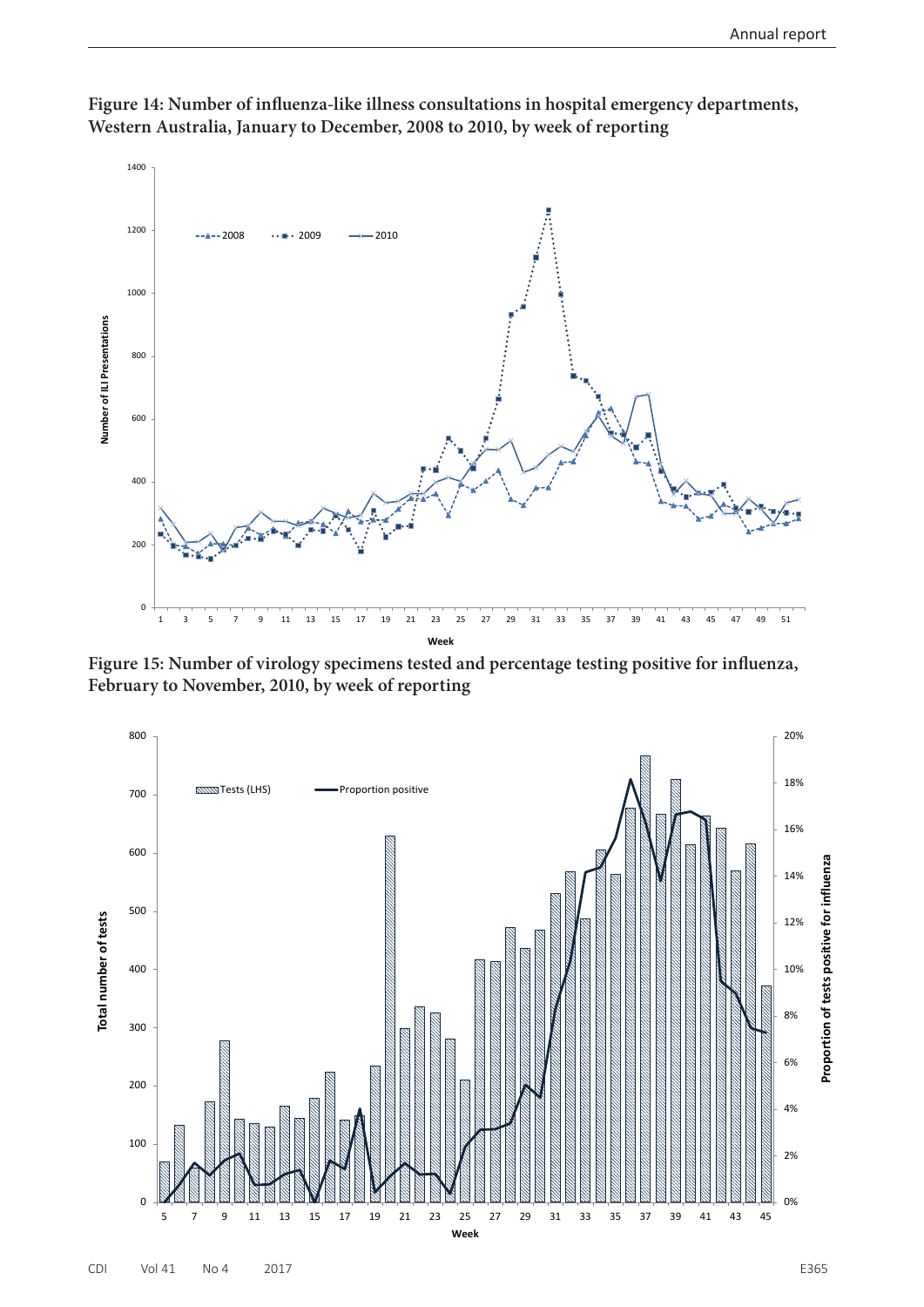**Figure 14: Number of influenza-like illness consultations in hospital emergency departments, Western Australia, January to December, 2008 to 2010, by week of reporting**

**Figure 15: Number of virology specimens tested and percentage testing positive for influenza, February to November, 2010, by week of reporting**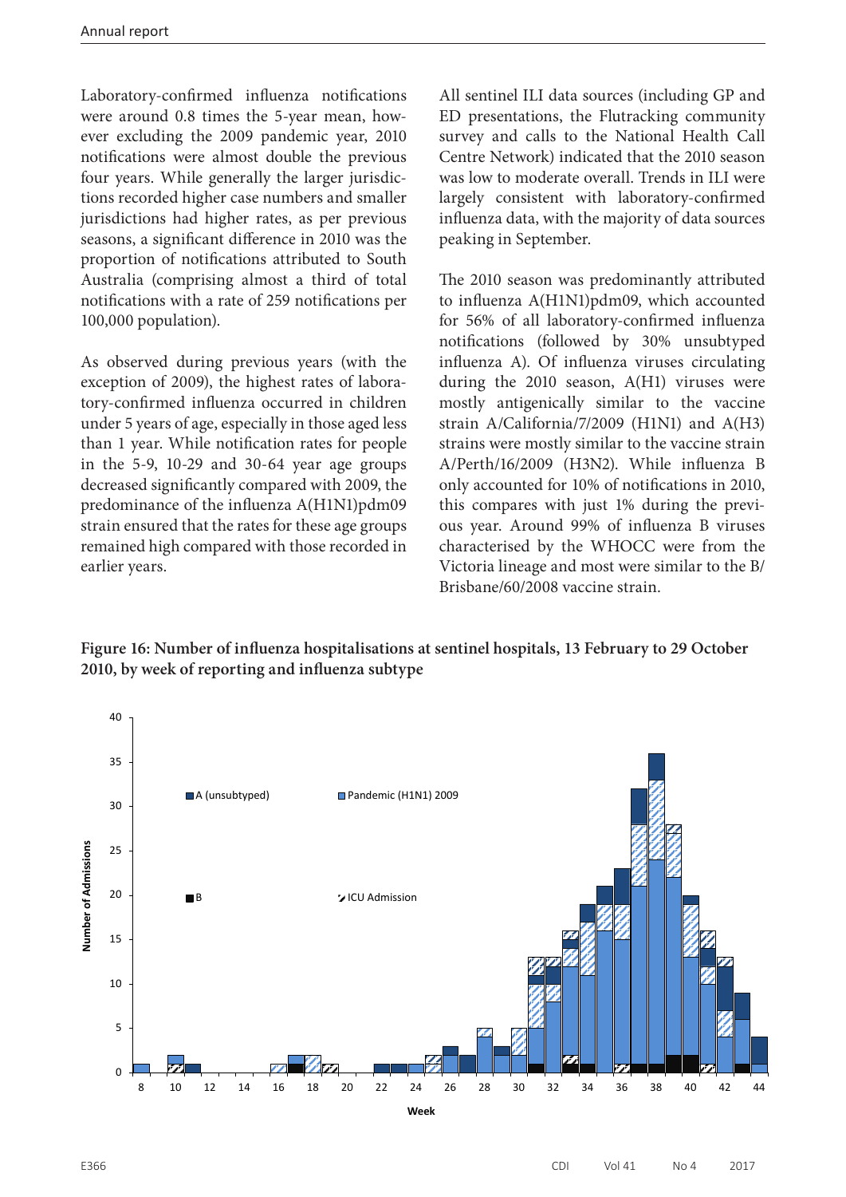Laboratory-confirmed influenza notifications were around 0.8 times the 5-year mean, however excluding the 2009 pandemic year, 2010 notifications were almost double the previous four years. While generally the larger jurisdictions recorded higher case numbers and smaller jurisdictions had higher rates, as per previous seasons, a significant difference in 2010 was the proportion of notifications attributed to South Australia (comprising almost a third of total notifications with a rate of 259 notifications per 100,000 population).

As observed during previous years (with the exception of 2009), the highest rates of laboratory-confirmed influenza occurred in children under 5 years of age, especially in those aged less than 1 year. While notification rates for people in the 5-9, 10-29 and 30-64 year age groups decreased significantly compared with 2009, the predominance of the influenza A(H1N1)pdm09 strain ensured that the rates for these age groups remained high compared with those recorded in earlier years.

All sentinel ILI data sources (including GP and ED presentations, the Flutracking community survey and calls to the National Health Call Centre Network) indicated that the 2010 season was low to moderate overall. Trends in ILI were largely consistent with laboratory-confirmed influenza data, with the majority of data sources peaking in September.

The 2010 season was predominantly attributed to influenza A(H1N1)pdm09, which accounted for 56% of all laboratory-confirmed influenza notifications (followed by 30% unsubtyped influenza A). Of influenza viruses circulating during the 2010 season, A(H1) viruses were mostly antigenically similar to the vaccine strain A/California/7/2009 (H1N1) and A(H3) strains were mostly similar to the vaccine strain A/Perth/16/2009 (H3N2). While influenza B only accounted for 10% of notifications in 2010, this compares with just 1% during the previous year. Around 99% of influenza B viruses characterised by the WHOCC were from the Victoria lineage and most were similar to the B/Brisbane/60/2008 vaccine strain.

**Figure 16: Number of influenza hospitalisations at sentinel hospitals, 13 February to 29 October 2010, by week of reporting and influenza subtype**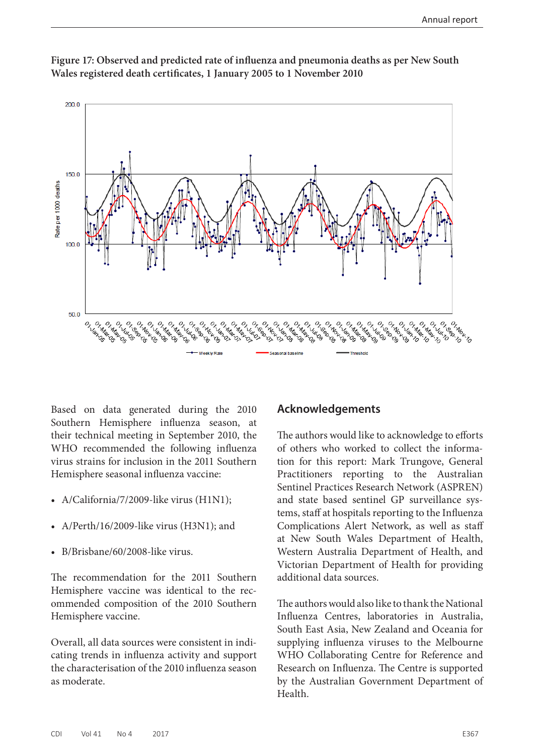**Figure 17: Observed and predicted rate of influenza and pneumonia deaths as per New South Wales registered death certificates, 1 January 2005 to 1 November 2010**

Based on data generated during the 2010 Southern Hemisphere influenza season, at their technical meeting in September 2010, the WHO recommended the following influenza virus strains for inclusion in the 2011 Southern Hemisphere seasonal influenza vaccine:

- A/California/7/2009-like virus (H1N1);
- A/Perth/16/2009-like virus (H3N1); and
- B/Brisbane/60/2008-like virus.

The recommendation for the 2011 Southern Hemisphere vaccine was identical to the recommended composition of the 2010 Southern Hemisphere vaccine.

Overall, all data sources were consistent in indicating trends in influenza activity and support the characterisation of the 2010 influenza season as moderate.

## Acknowledgements

The authors would like to acknowledge to efforts of others who worked to collect the information for this report: Mark Trungove, General Practitioners reporting to the Australian Sentinel Practices Research Network (ASPREN) and state based sentinel GP surveillance systems, staff at hospitals reporting to the Influenza Complications Alert Network, as well as staff at New South Wales Department of Health, Western Australia Department of Health, and Victorian Department of Health for providing additional data sources.

The authors would also like to thank the National Influenza Centres, laboratories in Australia, South East Asia, New Zealand and Oceania for supplying influenza viruses to the Melbourne WHO Collaborating Centre for Reference and Research on Influenza. The Centre is supported by the Australian Government Department of Health.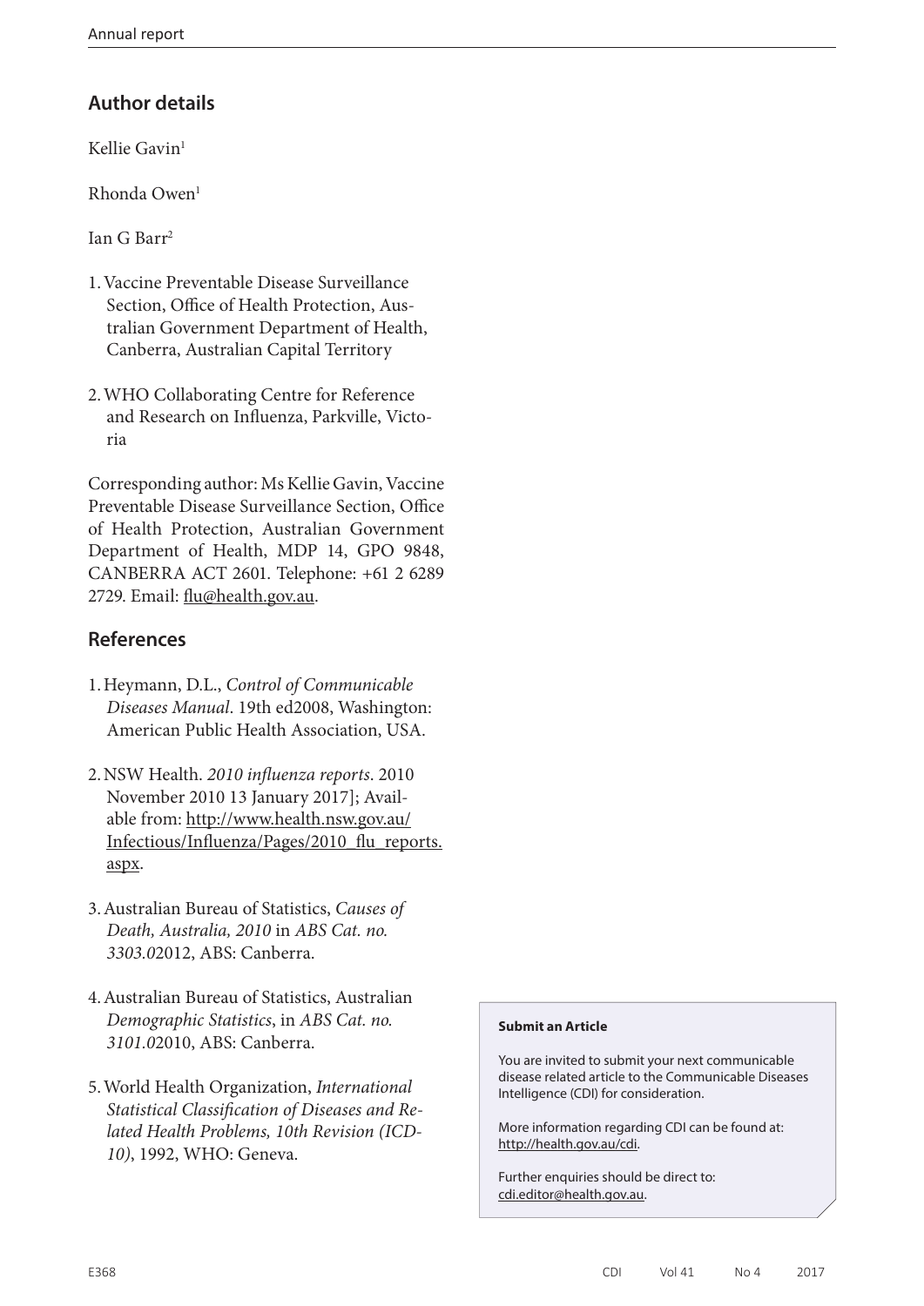## Author details

Kellie Gavin[1]

Rhonda Owen[1]

Ian G Barr[2]

1. Vaccine Preventable Disease Surveillance Section, Office of Health Protection, Australian Government Department of Health, Canberra, Australian Capital Territory

2. WHO Collaborating Centre for Reference and Research on Influenza, Parkville, Victoria

Corresponding author: Ms Kellie Gavin, Vaccine Preventable Disease Surveillance Section, Office of Health Protection, Australian Government Department of Health, MDP 14, GPO 9848, CANBERRA ACT 2601. Telephone: +61 2 6289 2729. Email: flu@health.gov.au.

## References

1. Heymann, D.L., *Control of Communicable Diseases Manual*. 19th ed2008, Washington: American Public Health Association, USA.

2. NSW Health. *2010 influenza reports*. 2010 November 2010 13 January 2017]; Available from: http://www.health.nsw.gov.au/Infectious/Influenza/Pages/2010_flu_reports.aspx.

3. Australian Bureau of Statistics, *Causes of Death, Australia, 2010* in *ABS Cat. no. 3303.0*2012, ABS: Canberra.

4. Australian Bureau of Statistics, Australian *Demographic Statistics*, in *ABS Cat. no. 3101.0*2010, ABS: Canberra.

5. World Health Organization, *International Statistical Classification of Diseases and Related Health Problems, 10th Revision (ICD-10)*, 1992, WHO: Geneva.

**Submit an Article**

You are invited to submit your next communicable disease related article to the Communicable Diseases Intelligence (CDI) for consideration.

More information regarding CDI can be found at: http://health.gov.au/cdi.

Further enquiries should be direct to: cdi.editor@health.gov.au.